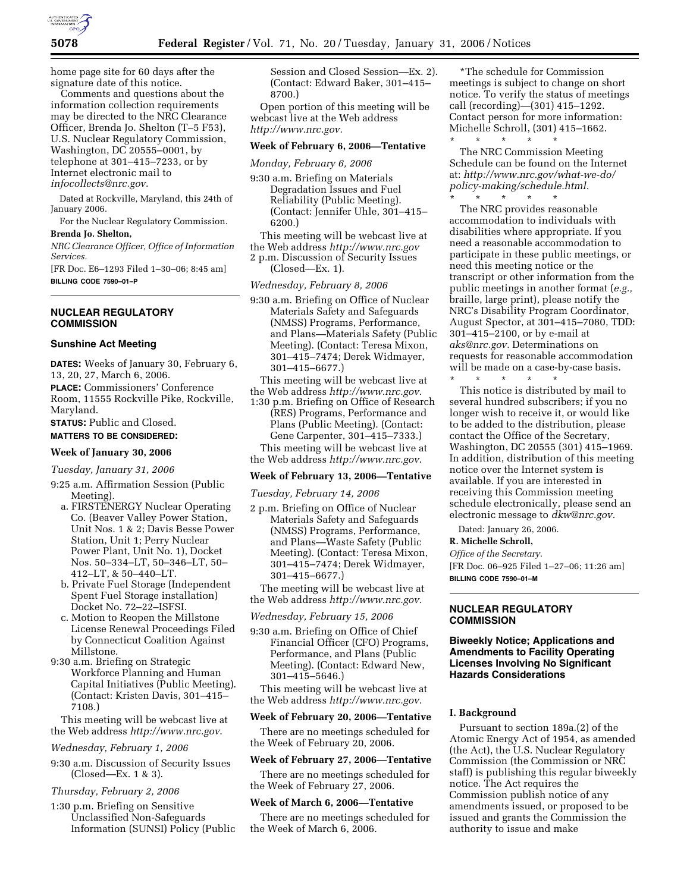home page site for 60 days after the signature date of this notice.

Comments and questions about the information collection requirements may be directed to the NRC Clearance Officer, Brenda Jo. Shelton (T–5 F53), U.S. Nuclear Regulatory Commission, Washington, DC 20555–0001, by telephone at 301–415–7233, or by Internet electronic mail to *infocollects@nrc.gov*.

Dated at Rockville, Maryland, this 24th of January 2006.

For the Nuclear Regulatory Commission.

**Brenda Jo. Shelton,**

*NRC Clearance Officer, Office of Information Services.*

[FR Doc. E6–1293 Filed 1–30–06; 8:45 am]

**BILLING CODE 7590–01–P**

## NUCLEAR REGULATORY COMMISSION

### Sunshine Act Meeting

**DATES:** Weeks of January 30, February 6, 13, 20, 27, March 6, 2006.

**PLACE:** Commissioners' Conference Room, 11555 Rockville Pike, Rockville, Maryland.

**STATUS:** Public and Closed.

**MATTERS TO BE CONSIDERED:**

#### Week of January 30, 2006

*Tuesday, January 31, 2006*

9:25 a.m. Affirmation Session (Public Meeting).
  a. FIRSTENERGY Nuclear Operating Co. (Beaver Valley Power Station, Unit Nos. 1 & 2; Davis Besse Power Station, Unit 1; Perry Nuclear Power Plant, Unit No. 1), Docket Nos. 50–334–LT, 50–346–LT, 50–412–LT, & 50–440–LT.
  b. Private Fuel Storage (Independent Spent Fuel Storage installation) Docket No. 72–22–ISFSI.
  c. Motion to Reopen the Millstone License Renewal Proceedings Filed by Connecticut Coalition Against Millstone.

9:30 a.m. Briefing on Strategic Workforce Planning and Human Capital Initiatives (Public Meeting). (Contact: Kristen Davis, 301–415–7108.)

This meeting will be webcast live at the Web address *http://www.nrc.gov*.

*Wednesday, February 1, 2006*

9:30 a.m. Discussion of Security Issues (Closed—Ex. 1 & 3).

*Thursday, February 2, 2006*

1:30 p.m. Briefing on Sensitive Unclassified Non-Safeguards Information (SUNSI) Policy (Public Session and Closed Session—Ex. 2). (Contact: Edward Baker, 301–415–8700.)

Open portion of this meeting will be webcast live at the Web address *http://www.nrc.gov*.

#### Week of February 6, 2006—Tentative

*Monday, February 6, 2006*

9:30 a.m. Briefing on Materials Degradation Issues and Fuel Reliability (Public Meeting). (Contact: Jennifer Uhle, 301–415–6200.)

This meeting will be webcast live at the Web address *http://www.nrc.gov*

2 p.m. Discussion of Security Issues (Closed—Ex. 1).

*Wednesday, February 8, 2006*

9:30 a.m. Briefing on Office of Nuclear Materials Safety and Safeguards (NMSS) Programs, Performance, and Plans—Materials Safety (Public Meeting). (Contact: Teresa Mixon, 301–415–7474; Derek Widmayer, 301–415–6677.)

This meeting will be webcast live at the Web address *http://www.nrc.gov*.

1:30 p.m. Briefing on Office of Research (RES) Programs, Performance and Plans (Public Meeting). (Contact: Gene Carpenter, 301–415–7333.)

This meeting will be webcast live at the Web address *http://www.nrc.gov*.

#### Week of February 13, 2006—Tentative

*Tuesday, February 14, 2006*

2 p.m. Briefing on Office of Nuclear Materials Safety and Safeguards (NMSS) Programs, Performance, and Plans—Waste Safety (Public Meeting). (Contact: Teresa Mixon, 301–415–7474; Derek Widmayer, 301–415–6677.)

The meeting will be webcast live at the Web address *http://www.nrc.gov*.

*Wednesday, February 15, 2006*

9:30 a.m. Briefing on Office of Chief Financial Officer (CFO) Programs, Performance, and Plans (Public Meeting). (Contact: Edward New, 301–415–5646.)

This meeting will be webcast live at the Web address *http://www.nrc.gov*.

#### Week of February 20, 2006—Tentative

There are no meetings scheduled for the Week of February 20, 2006.

#### Week of February 27, 2006—Tentative

There are no meetings scheduled for the Week of February 27, 2006.

#### Week of March 6, 2006—Tentative

There are no meetings scheduled for the Week of March 6, 2006.

*The schedule for Commission meetings is subject to change on short notice. To verify the status of meetings call (recording)—(301) 415–1292. Contact person for more information: Michelle Schroll, (301) 415–1662.

\* \* \* \* \*

The NRC Commission Meeting Schedule can be found on the Internet at: *http://www.nrc.gov/what-we-do/policy-making/schedule.html*.

\* \* \* \* \*

The NRC provides reasonable accommodation to individuals with disabilities where appropriate. If you need a reasonable accommodation to participate in these public meetings, or need this meeting notice or the transcript or other information from the public meetings in another format (*e.g.,* braille, large print), please notify the NRC's Disability Program Coordinator, August Spector, at 301–415–7080, TDD: 301–415–2100, or by e-mail at *aks@nrc.gov.* Determinations on requests for reasonable accommodation will be made on a case-by-case basis.

\* \* \* \* \*

This notice is distributed by mail to several hundred subscribers; if you no longer wish to receive it, or would like to be added to the distribution, please contact the Office of the Secretary, Washington, DC 20555 (301) 415–1969. In addition, distribution of this meeting notice over the Internet system is available. If you are interested in receiving this Commission meeting schedule electronically, please send an electronic message to *dkw@nrc.gov.*

Dated: January 26, 2006.

**R. Michelle Schroll,**

*Office of the Secretary.*

[FR Doc. 06–925 Filed 1–27–06; 11:26 am]

**BILLING CODE 7590–01–M**

## NUCLEAR REGULATORY COMMISSION

### Biweekly Notice; Applications and Amendments to Facility Operating Licenses Involving No Significant Hazards Considerations

#### I. Background

Pursuant to section 189a.(2) of the Atomic Energy Act of 1954, as amended (the Act), the U.S. Nuclear Regulatory Commission (the Commission or NRC staff) is publishing this regular biweekly notice. The Act requires the Commission publish notice of any amendments issued, or proposed to be issued and grants the Commission the authority to issue and make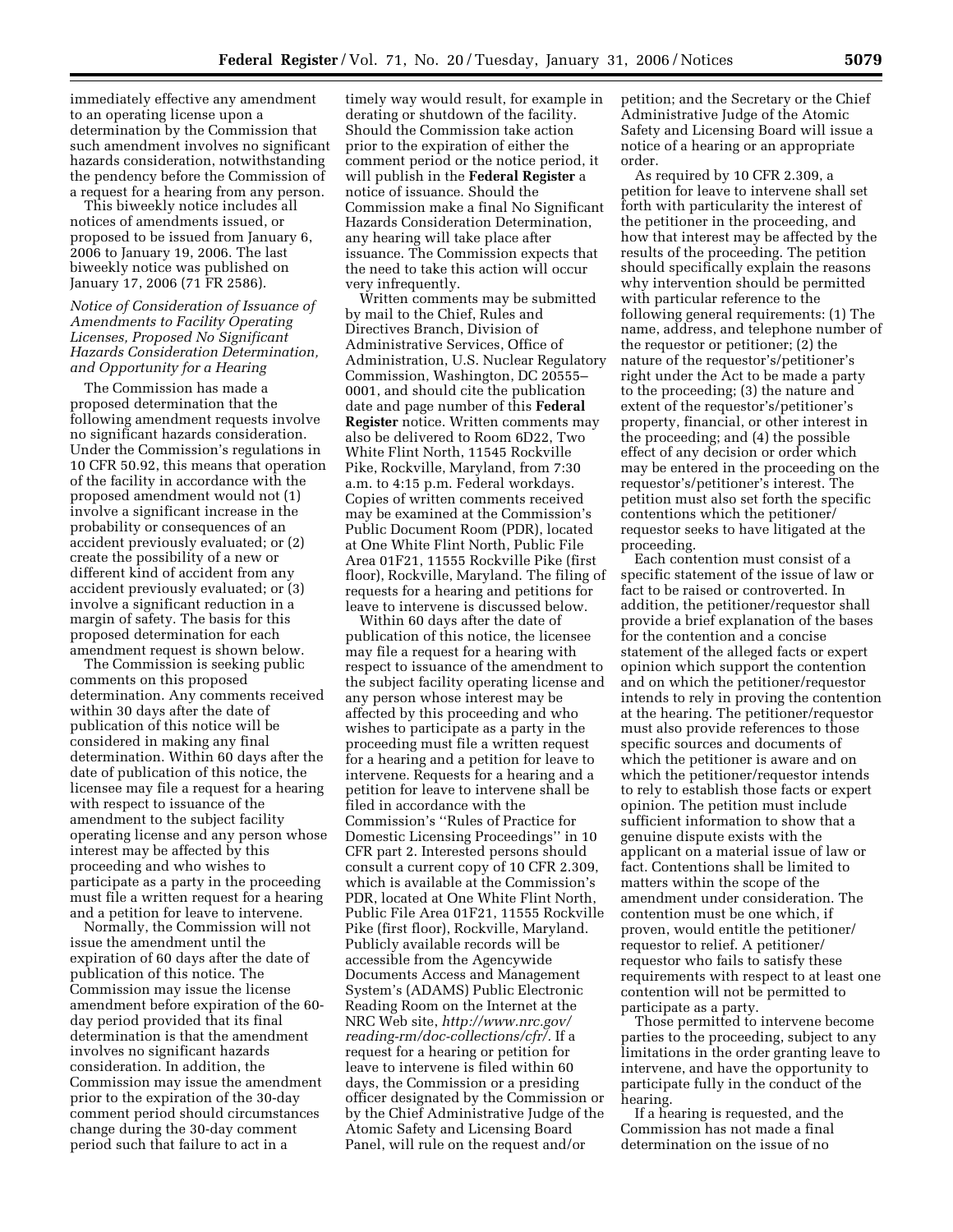immediately effective any amendment to an operating license upon a determination by the Commission that such amendment involves no significant hazards consideration, notwithstanding the pendency before the Commission of a request for a hearing from any person.

This biweekly notice includes all notices of amendments issued, or proposed to be issued from January 6, 2006 to January 19, 2006. The last biweekly notice was published on January 17, 2006 (71 FR 2586).

### *Notice of Consideration of Issuance of Amendments to Facility Operating Licenses, Proposed No Significant Hazards Consideration Determination, and Opportunity for a Hearing*

The Commission has made a proposed determination that the following amendment requests involve no significant hazards consideration. Under the Commission's regulations in 10 CFR 50.92, this means that operation of the facility in accordance with the proposed amendment would not (1) involve a significant increase in the probability or consequences of an accident previously evaluated; or (2) create the possibility of a new or different kind of accident from any accident previously evaluated; or (3) involve a significant reduction in a margin of safety. The basis for this proposed determination for each amendment request is shown below.

The Commission is seeking public comments on this proposed determination. Any comments received within 30 days after the date of publication of this notice will be considered in making any final determination. Within 60 days after the date of publication of this notice, the licensee may file a request for a hearing with respect to issuance of the amendment to the subject facility operating license and any person whose interest may be affected by this proceeding and who wishes to participate as a party in the proceeding must file a written request for a hearing and a petition for leave to intervene.

Normally, the Commission will not issue the amendment until the expiration of 60 days after the date of publication of this notice. The Commission may issue the license amendment before expiration of the 60-day period provided that its final determination is that the amendment involves no significant hazards consideration. In addition, the Commission may issue the amendment prior to the expiration of the 30-day comment period should circumstances change during the 30-day comment period such that failure to act in a timely way would result, for example in derating or shutdown of the facility. Should the Commission take action prior to the expiration of either the comment period or the notice period, it will publish in the **Federal Register** a notice of issuance. Should the Commission make a final No Significant Hazards Consideration Determination, any hearing will take place after issuance. The Commission expects that the need to take this action will occur very infrequently.

Written comments may be submitted by mail to the Chief, Rules and Directives Branch, Division of Administrative Services, Office of Administration, U.S. Nuclear Regulatory Commission, Washington, DC 20555–0001, and should cite the publication date and page number of this **Federal Register** notice. Written comments may also be delivered to Room 6D22, Two White Flint North, 11545 Rockville Pike, Rockville, Maryland, from 7:30 a.m. to 4:15 p.m. Federal workdays. Copies of written comments received may be examined at the Commission's Public Document Room (PDR), located at One White Flint North, Public File Area 01F21, 11555 Rockville Pike (first floor), Rockville, Maryland. The filing of requests for a hearing and petitions for leave to intervene is discussed below.

Within 60 days after the date of publication of this notice, the licensee may file a request for a hearing with respect to issuance of the amendment to the subject facility operating license and any person whose interest may be affected by this proceeding and who wishes to participate as a party in the proceeding must file a written request for a hearing and a petition for leave to intervene. Requests for a hearing and a petition for leave to intervene shall be filed in accordance with the Commission's ''Rules of Practice for Domestic Licensing Proceedings'' in 10 CFR part 2. Interested persons should consult a current copy of 10 CFR 2.309, which is available at the Commission's PDR, located at One White Flint North, Public File Area 01F21, 11555 Rockville Pike (first floor), Rockville, Maryland. Publicly available records will be accessible from the Agencywide Documents Access and Management System's (ADAMS) Public Electronic Reading Room on the Internet at the NRC Web site, *http://www.nrc.gov/reading-rm/doc-collections/cfr/*. If a request for a hearing or petition for leave to intervene is filed within 60 days, the Commission or a presiding officer designated by the Commission or by the Chief Administrative Judge of the Atomic Safety and Licensing Board Panel, will rule on the request and/or petition; and the Secretary or the Chief Administrative Judge of the Atomic Safety and Licensing Board will issue a notice of a hearing or an appropriate order.

As required by 10 CFR 2.309, a petition for leave to intervene shall set forth with particularity the interest of the petitioner in the proceeding, and how that interest may be affected by the results of the proceeding. The petition should specifically explain the reasons why intervention should be permitted with particular reference to the following general requirements: (1) The name, address, and telephone number of the requestor or petitioner; (2) the nature of the requestor's/petitioner's right under the Act to be made a party to the proceeding; (3) the nature and extent of the requestor's/petitioner's property, financial, or other interest in the proceeding; and (4) the possible effect of any decision or order which may be entered in the proceeding on the requestor's/petitioner's interest. The petition must also set forth the specific contentions which the petitioner/requestor seeks to have litigated at the proceeding.

Each contention must consist of a specific statement of the issue of law or fact to be raised or controverted. In addition, the petitioner/requestor shall provide a brief explanation of the bases for the contention and a concise statement of the alleged facts or expert opinion which support the contention and on which the petitioner/requestor intends to rely in proving the contention at the hearing. The petitioner/requestor must also provide references to those specific sources and documents of which the petitioner is aware and on which the petitioner/requestor intends to rely to establish those facts or expert opinion. The petition must include sufficient information to show that a genuine dispute exists with the applicant on a material issue of law or fact. Contentions shall be limited to matters within the scope of the amendment under consideration. The contention must be one which, if proven, would entitle the petitioner/requestor to relief. A petitioner/requestor who fails to satisfy these requirements with respect to at least one contention will not be permitted to participate as a party.

Those permitted to intervene become parties to the proceeding, subject to any limitations in the order granting leave to intervene, and have the opportunity to participate fully in the conduct of the hearing.

If a hearing is requested, and the Commission has not made a final determination on the issue of no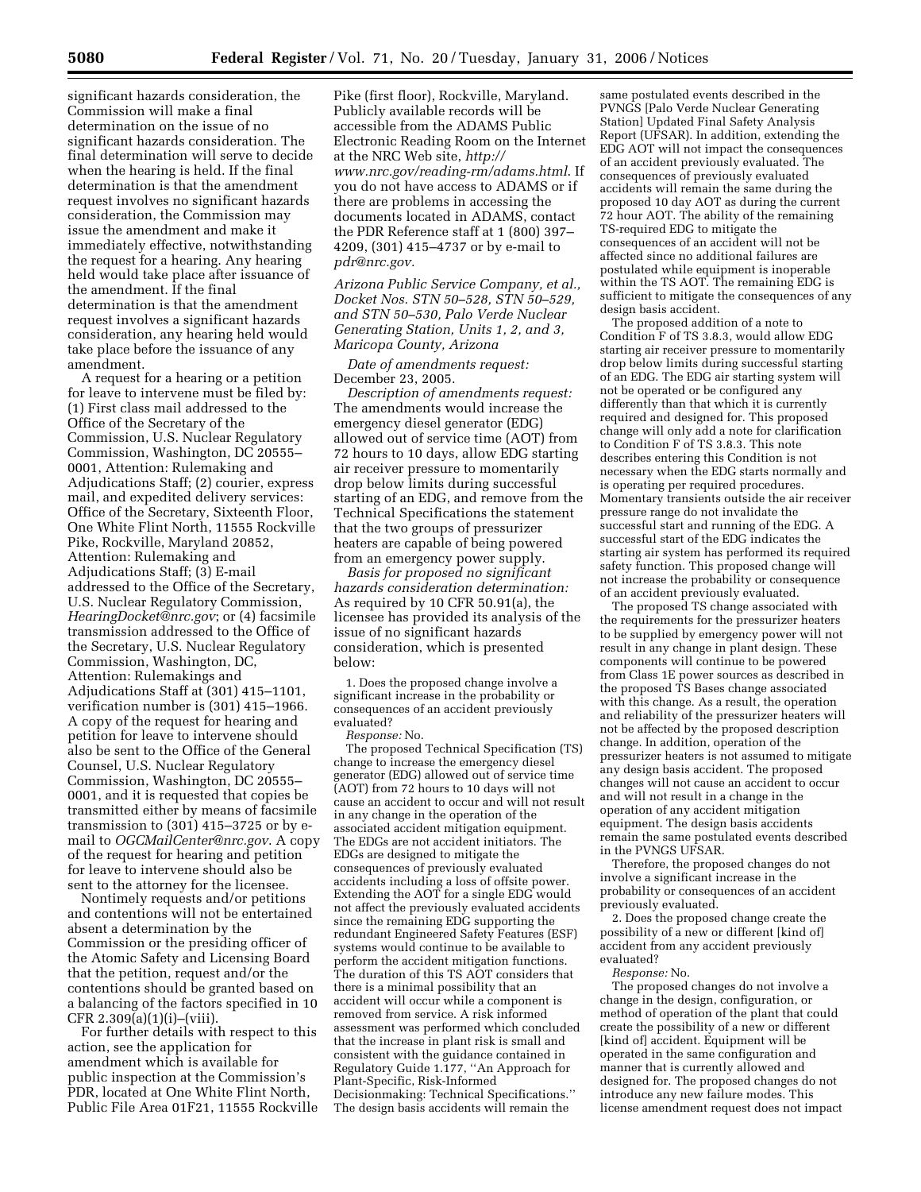significant hazards consideration, the Commission will make a final determination on the issue of no significant hazards consideration. The final determination will serve to decide when the hearing is held. If the final determination is that the amendment request involves no significant hazards consideration, the Commission may issue the amendment and make it immediately effective, notwithstanding the request for a hearing. Any hearing held would take place after issuance of the amendment. If the final determination is that the amendment request involves a significant hazards consideration, any hearing held would take place before the issuance of any amendment.

A request for a hearing or a petition for leave to intervene must be filed by: (1) First class mail addressed to the Office of the Secretary of the Commission, U.S. Nuclear Regulatory Commission, Washington, DC 20555–0001, Attention: Rulemaking and Adjudications Staff; (2) courier, express mail, and expedited delivery services: Office of the Secretary, Sixteenth Floor, One White Flint North, 11555 Rockville Pike, Rockville, Maryland 20852, Attention: Rulemaking and Adjudications Staff; (3) E-mail addressed to the Office of the Secretary, U.S. Nuclear Regulatory Commission, *HearingDocket@nrc.gov*; or (4) facsimile transmission addressed to the Office of the Secretary, U.S. Nuclear Regulatory Commission, Washington, DC, Attention: Rulemakings and Adjudications Staff at (301) 415–1101, verification number is (301) 415–1966. A copy of the request for hearing and petition for leave to intervene should also be sent to the Office of the General Counsel, U.S. Nuclear Regulatory Commission, Washington, DC 20555–0001, and it is requested that copies be transmitted either by means of facsimile transmission to (301) 415–3725 or by e-mail to *OGCMailCenter@nrc.gov*. A copy of the request for hearing and petition for leave to intervene should also be sent to the attorney for the licensee.

Nontimely requests and/or petitions and contentions will not be entertained absent a determination by the Commission or the presiding officer of the Atomic Safety and Licensing Board that the petition, request and/or the contentions should be granted based on a balancing of the factors specified in 10 CFR 2.309(a)(1)(i)–(viii).

For further details with respect to this action, see the application for amendment which is available for public inspection at the Commission's PDR, located at One White Flint North, Public File Area 01F21, 11555 Rockville Pike (first floor), Rockville, Maryland. Publicly available records will be accessible from the ADAMS Public Electronic Reading Room on the Internet at the NRC Web site, *http://www.nrc.gov/reading-rm/adams.html*. If you do not have access to ADAMS or if there are problems in accessing the documents located in ADAMS, contact the PDR Reference staff at 1 (800) 397–4209, (301) 415–4737 or by e-mail to *pdr@nrc.gov*.

*Arizona Public Service Company, et al., Docket Nos. STN 50–528, STN 50–529, and STN 50–530, Palo Verde Nuclear Generating Station, Units 1, 2, and 3, Maricopa County, Arizona*

*Date of amendments request:* December 23, 2005.

*Description of amendments request:* The amendments would increase the emergency diesel generator (EDG) allowed out of service time (AOT) from 72 hours to 10 days, allow EDG starting air receiver pressure to momentarily drop below limits during successful starting of an EDG, and remove from the Technical Specifications the statement that the two groups of pressurizer heaters are capable of being powered from an emergency power supply.

*Basis for proposed no significant hazards consideration determination:* As required by 10 CFR 50.91(a), the licensee has provided its analysis of the issue of no significant hazards consideration, which is presented below:

1. Does the proposed change involve a significant increase in the probability or consequences of an accident previously evaluated?

*Response:* No.

The proposed Technical Specification (TS) change to increase the emergency diesel generator (EDG) allowed out of service time (AOT) from 72 hours to 10 days will not cause an accident to occur and will not result in any change in the operation of the associated accident mitigation equipment. The EDGs are not accident initiators. The EDGs are designed to mitigate the consequences of previously evaluated accidents including a loss of offsite power. Extending the AOT for a single EDG would not affect the previously evaluated accidents since the remaining EDG supporting the redundant Engineered Safety Features (ESF) systems would continue to be available to perform the accident mitigation functions. The duration of this TS AOT considers that there is a minimal possibility that an accident will occur while a component is removed from service. A risk informed assessment was performed which concluded that the increase in plant risk is small and consistent with the guidance contained in Regulatory Guide 1.177, ''An Approach for Plant-Specific, Risk-Informed Decisionmaking: Technical Specifications.'' The design basis accidents will remain the same postulated events described in the PVNGS [Palo Verde Nuclear Generating Station] Updated Final Safety Analysis Report (UFSAR). In addition, extending the EDG AOT will not impact the consequences of an accident previously evaluated. The consequences of previously evaluated accidents will remain the same during the proposed 10 day AOT as during the current 72 hour AOT. The ability of the remaining TS-required EDG to mitigate the consequences of an accident will not be affected since no additional failures are postulated while equipment is inoperable within the TS AOT. The remaining EDG is sufficient to mitigate the consequences of any design basis accident.

The proposed addition of a note to Condition F of TS 3.8.3, would allow EDG starting air receiver pressure to momentarily drop below limits during successful starting of an EDG. The EDG air starting system will not be operated or be configured any differently than that which it is currently required and designed for. This proposed change will only add a note for clarification to Condition F of TS 3.8.3. This note describes entering this Condition is not necessary when the EDG starts normally and is operating per required procedures. Momentary transients outside the air receiver pressure range do not invalidate the successful start and running of the EDG. A successful start of the EDG indicates the starting air system has performed its required safety function. This proposed change will not increase the probability or consequence of an accident previously evaluated.

The proposed TS change associated with the requirements for the pressurizer heaters to be supplied by emergency power will not result in any change in plant design. These components will continue to be powered from Class 1E power sources as described in the proposed TS Bases change associated with this change. As a result, the operation and reliability of the pressurizer heaters will not be affected by the proposed description change. In addition, operation of the pressurizer heaters is not assumed to mitigate any design basis accident. The proposed changes will not cause an accident to occur and will not result in a change in the operation of any accident mitigation equipment. The design basis accidents remain the same postulated events described in the PVNGS UFSAR.

Therefore, the proposed changes do not involve a significant increase in the probability or consequences of an accident previously evaluated.

2. Does the proposed change create the possibility of a new or different [kind of] accident from any accident previously evaluated?

*Response:* No.

The proposed changes do not involve a change in the design, configuration, or method of operation of the plant that could create the possibility of a new or different [kind of] accident. Equipment will be operated in the same configuration and manner that is currently allowed and designed for. The proposed changes do not introduce any new failure modes. This license amendment request does not impact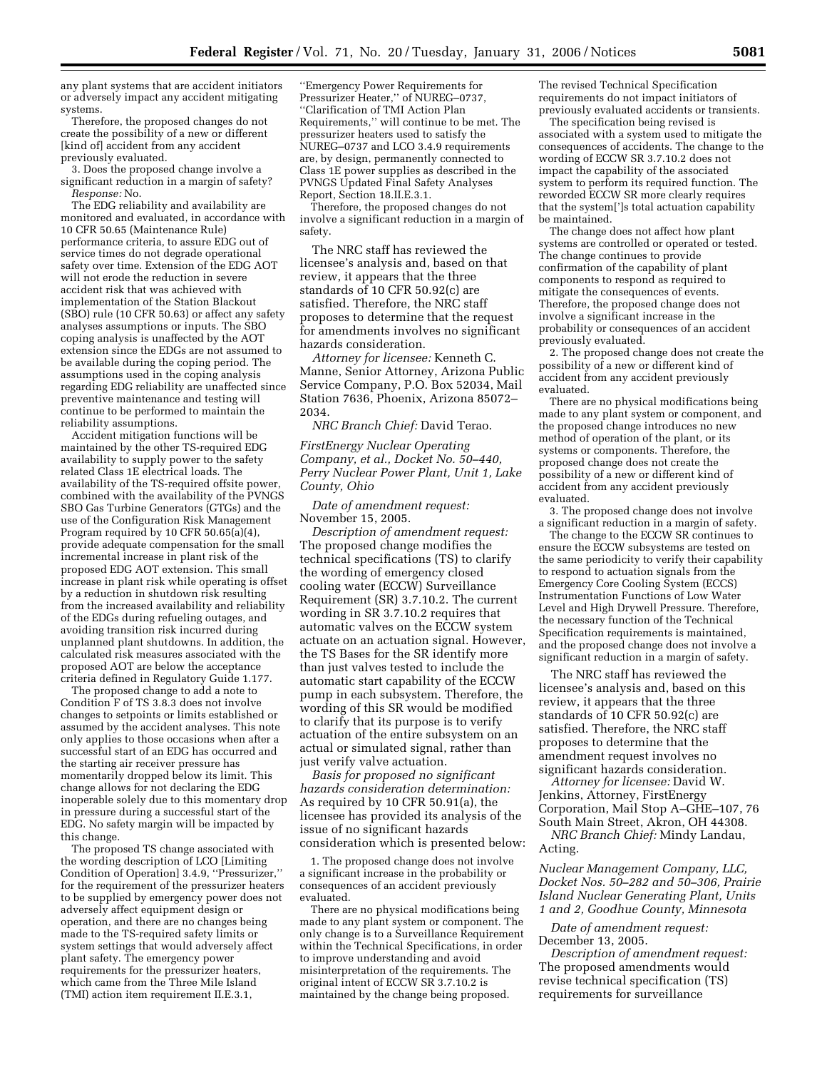any plant systems that are accident initiators or adversely impact any accident mitigating systems.

Therefore, the proposed changes do not create the possibility of a new or different [kind of] accident from any accident previously evaluated.

3. Does the proposed change involve a significant reduction in a margin of safety?

*Response:* No.

The EDG reliability and availability are monitored and evaluated, in accordance with 10 CFR 50.65 (Maintenance Rule) performance criteria, to assure EDG out of service times do not degrade operational safety over time. Extension of the EDG AOT will not erode the reduction in severe accident risk that was achieved with implementation of the Station Blackout (SBO) rule (10 CFR 50.63) or affect any safety analyses assumptions or inputs. The SBO coping analysis is unaffected by the AOT extension since the EDGs are not assumed to be available during the coping period. The assumptions used in the coping analysis regarding EDG reliability are unaffected since preventive maintenance and testing will continue to be performed to maintain the reliability assumptions.

Accident mitigation functions will be maintained by the other TS-required EDG availability to supply power to the safety related Class 1E electrical loads. The availability of the TS-required offsite power, combined with the availability of the PVNGS SBO Gas Turbine Generators (GTGs) and the use of the Configuration Risk Management Program required by 10 CFR 50.65(a)(4), provide adequate compensation for the small incremental increase in plant risk of the proposed EDG AOT extension. This small increase in plant risk while operating is offset by a reduction in shutdown risk resulting from the increased availability and reliability of the EDGs during refueling outages, and avoiding transition risk incurred during unplanned plant shutdowns. In addition, the calculated risk measures associated with the proposed AOT are below the acceptance criteria defined in Regulatory Guide 1.177.

The proposed change to add a note to Condition F of TS 3.8.3 does not involve changes to setpoints or limits established or assumed by the accident analyses. This note only applies to those occasions when after a successful start of an EDG has occurred and the starting air receiver pressure has momentarily dropped below its limit. This change allows for not declaring the EDG inoperable solely due to this momentary drop in pressure during a successful start of the EDG. No safety margin will be impacted by this change.

The proposed TS change associated with the wording description of LCO [Limiting Condition of Operation] 3.4.9, ''Pressurizer,'' for the requirement of the pressurizer heaters to be supplied by emergency power does not adversely affect equipment design or operation, and there are no changes being made to the TS-required safety limits or system settings that would adversely affect plant safety. The emergency power requirements for the pressurizer heaters, which came from the Three Mile Island (TMI) action item requirement II.E.3.1, ''Emergency Power Requirements for Pressurizer Heater,'' of NUREG–0737, ''Clarification of TMI Action Plan Requirements,'' will continue to be met. The pressurizer heaters used to satisfy the NUREG–0737 and LCO 3.4.9 requirements are, by design, permanently connected to Class 1E power supplies as described in the PVNGS Updated Final Safety Analyses Report, Section 18.II.E.3.1.

Therefore, the proposed changes do not involve a significant reduction in a margin of safety.

The NRC staff has reviewed the licensee's analysis and, based on that review, it appears that the three standards of 10 CFR 50.92(c) are satisfied. Therefore, the NRC staff proposes to determine that the request for amendments involves no significant hazards consideration.

*Attorney for licensee:* Kenneth C. Manne, Senior Attorney, Arizona Public Service Company, P.O. Box 52034, Mail Station 7636, Phoenix, Arizona 85072–2034.

*NRC Branch Chief:* David Terao.

*FirstEnergy Nuclear Operating Company, et al., Docket No. 50–440, Perry Nuclear Power Plant, Unit 1, Lake County, Ohio*

*Date of amendment request:* November 15, 2005.

*Description of amendment request:* The proposed change modifies the technical specifications (TS) to clarify the wording of emergency closed cooling water (ECCW) Surveillance Requirement (SR) 3.7.10.2. The current wording in SR 3.7.10.2 requires that automatic valves on the ECCW system actuate on an actuation signal. However, the TS Bases for the SR identify more than just valves tested to include the automatic start capability of the ECCW pump in each subsystem. Therefore, the wording of this SR would be modified to clarify that its purpose is to verify actuation of the entire subsystem on an actual or simulated signal, rather than just verify valve actuation.

*Basis for proposed no significant hazards consideration determination:* As required by 10 CFR 50.91(a), the licensee has provided its analysis of the issue of no significant hazards consideration which is presented below:

1. The proposed change does not involve a significant increase in the probability or consequences of an accident previously evaluated.

There are no physical modifications being made to any plant system or component. The only change is to a Surveillance Requirement within the Technical Specifications, in order to improve understanding and avoid misinterpretation of the requirements. The original intent of ECCW SR 3.7.10.2 is maintained by the change being proposed. The revised Technical Specification requirements do not impact initiators of previously evaluated accidents or transients.

The specification being revised is associated with a system used to mitigate the consequences of accidents. The change to the wording of ECCW SR 3.7.10.2 does not impact the capability of the associated system to perform its required function. The reworded ECCW SR more clearly requires that the system[']s total actuation capability be maintained.

The change does not affect how plant systems are controlled or operated or tested. The change continues to provide confirmation of the capability of plant components to respond as required to mitigate the consequences of events. Therefore, the proposed change does not involve a significant increase in the probability or consequences of an accident previously evaluated.

2. The proposed change does not create the possibility of a new or different kind of accident from any accident previously evaluated.

There are no physical modifications being made to any plant system or component, and the proposed change introduces no new method of operation of the plant, or its systems or components. Therefore, the proposed change does not create the possibility of a new or different kind of accident from any accident previously evaluated.

3. The proposed change does not involve a significant reduction in a margin of safety.

The change to the ECCW SR continues to ensure the ECCW subsystems are tested on the same periodicity to verify their capability to respond to actuation signals from the Emergency Core Cooling System (ECCS) Instrumentation Functions of Low Water Level and High Drywell Pressure. Therefore, the necessary function of the Technical Specification requirements is maintained, and the proposed change does not involve a significant reduction in a margin of safety.

The NRC staff has reviewed the licensee's analysis and, based on this review, it appears that the three standards of 10 CFR 50.92(c) are satisfied. Therefore, the NRC staff proposes to determine that the amendment request involves no significant hazards consideration.

*Attorney for licensee:* David W. Jenkins, Attorney, FirstEnergy Corporation, Mail Stop A–GHE–107, 76 South Main Street, Akron, OH 44308.

*NRC Branch Chief:* Mindy Landau, Acting.

*Nuclear Management Company, LLC, Docket Nos. 50–282 and 50–306, Prairie Island Nuclear Generating Plant, Units 1 and 2, Goodhue County, Minnesota*

*Date of amendment request:* December 13, 2005.

*Description of amendment request:* The proposed amendments would revise technical specification (TS) requirements for surveillance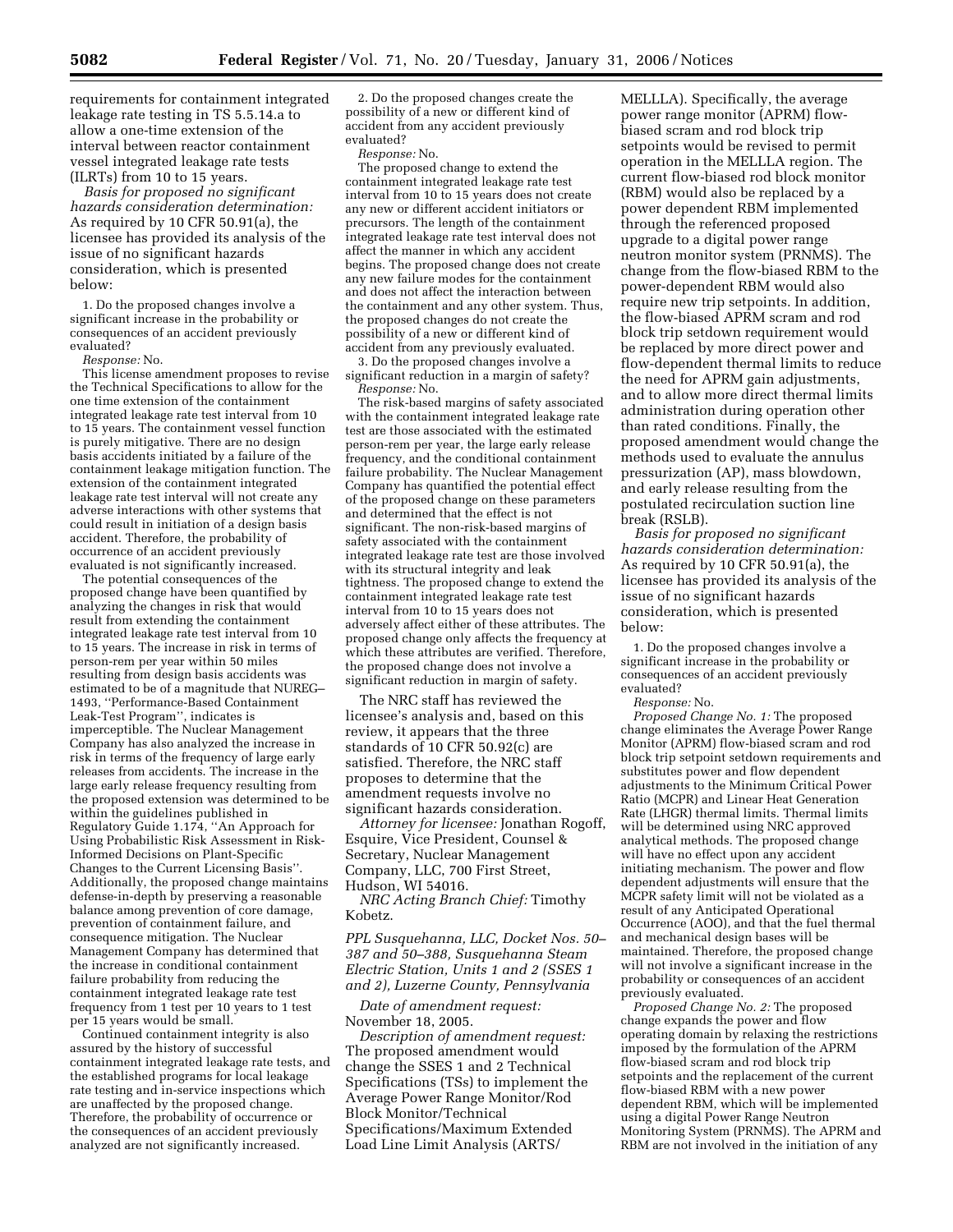requirements for containment integrated leakage rate testing in TS 5.5.14.a to allow a one-time extension of the interval between reactor containment vessel integrated leakage rate tests (ILRTs) from 10 to 15 years.

*Basis for proposed no significant hazards consideration determination:* As required by 10 CFR 50.91(a), the licensee has provided its analysis of the issue of no significant hazards consideration, which is presented below:

1. Do the proposed changes involve a significant increase in the probability or consequences of an accident previously evaluated?

*Response:* No.

This license amendment proposes to revise the Technical Specifications to allow for the one time extension of the containment integrated leakage rate test interval from 10 to 15 years. The containment vessel function is purely mitigative. There are no design basis accidents initiated by a failure of the containment leakage mitigation function. The extension of the containment integrated leakage rate test interval will not create any adverse interactions with other systems that could result in initiation of a design basis accident. Therefore, the probability of occurrence of an accident previously evaluated is not significantly increased.

The potential consequences of the proposed change have been quantified by analyzing the changes in risk that would result from extending the containment integrated leakage rate test interval from 10 to 15 years. The increase in risk in terms of person-rem per year within 50 miles resulting from design basis accidents was estimated to be of a magnitude that NUREG–1493, "Performance-Based Containment Leak-Test Program", indicates is imperceptible. The Nuclear Management Company has also analyzed the increase in risk in terms of the frequency of large early releases from accidents. The increase in the large early release frequency resulting from the proposed extension was determined to be within the guidelines published in Regulatory Guide 1.174, "An Approach for Using Probabilistic Risk Assessment in Risk-Informed Decisions on Plant-Specific Changes to the Current Licensing Basis". Additionally, the proposed change maintains defense-in-depth by preserving a reasonable balance among prevention of core damage, prevention of containment failure, and consequence mitigation. The Nuclear Management Company has determined that the increase in conditional containment failure probability from reducing the containment integrated leakage rate test frequency from 1 test per 10 years to 1 test per 15 years would be small.

Continued containment integrity is also assured by the history of successful containment integrated leakage rate tests, and the established programs for local leakage rate testing and in-service inspections which are unaffected by the proposed change. Therefore, the probability of occurrence or the consequences of an accident previously analyzed are not significantly increased.

2. Do the proposed changes create the possibility of a new or different kind of accident from any accident previously evaluated?

*Response:* No.

The proposed change to extend the containment integrated leakage rate test interval from 10 to 15 years does not create any new or different accident initiators or precursors. The length of the containment integrated leakage rate test interval does not affect the manner in which any accident begins. The proposed change does not create any new failure modes for the containment and does not affect the interaction between the containment and any other system. Thus, the proposed changes do not create the possibility of a new or different kind of accident from any previously evaluated.

3. Do the proposed changes involve a significant reduction in a margin of safety?

*Response:* No.

The risk-based margins of safety associated with the containment integrated leakage rate test are those associated with the estimated person-rem per year, the large early release frequency, and the conditional containment failure probability. The Nuclear Management Company has quantified the potential effect of the proposed change on these parameters and determined that the effect is not significant. The non-risk-based margins of safety associated with the containment integrated leakage rate test are those involved with its structural integrity and leak tightness. The proposed change to extend the containment integrated leakage rate test interval from 10 to 15 years does not adversely affect either of these attributes. The proposed change only affects the frequency at which these attributes are verified. Therefore, the proposed change does not involve a significant reduction in margin of safety.

The NRC staff has reviewed the licensee's analysis and, based on this review, it appears that the three standards of 10 CFR 50.92(c) are satisfied. Therefore, the NRC staff proposes to determine that the amendment requests involve no significant hazards consideration.

*Attorney for licensee:* Jonathan Rogoff, Esquire, Vice President, Counsel & Secretary, Nuclear Management Company, LLC, 700 First Street, Hudson, WI 54016.

*NRC Acting Branch Chief:* Timothy Kobetz.

*PPL Susquehanna, LLC, Docket Nos. 50–387 and 50–388, Susquehanna Steam Electric Station, Units 1 and 2 (SSES 1 and 2), Luzerne County, Pennsylvania*

*Date of amendment request:* November 18, 2005.

*Description of amendment request:* The proposed amendment would change the SSES 1 and 2 Technical Specifications (TSs) to implement the Average Power Range Monitor/Rod Block Monitor/Technical Specifications/Maximum Extended Load Line Limit Analysis (ARTS/MELLLA). Specifically, the average power range monitor (APRM) flow-biased scram and rod block trip setpoints would be revised to permit operation in the MELLLA region. The current flow-biased rod block monitor (RBM) would also be replaced by a power dependent RBM implemented through the referenced proposed upgrade to a digital power range neutron monitor system (PRNMS). The change from the flow-biased RBM to the power-dependent RBM would also require new trip setpoints. In addition, the flow-biased APRM scram and rod block trip setdown requirement would be replaced by more direct power and flow-dependent thermal limits to reduce the need for APRM gain adjustments, and to allow more direct thermal limits administration during operation other than rated conditions. Finally, the proposed amendment would change the methods used to evaluate the annulus pressurization (AP), mass blowdown, and early release resulting from the postulated recirculation suction line break (RSLB).

*Basis for proposed no significant hazards consideration determination:* As required by 10 CFR 50.91(a), the licensee has provided its analysis of the issue of no significant hazards consideration, which is presented below:

1. Do the proposed changes involve a significant increase in the probability or consequences of an accident previously evaluated?

*Response:* No.

*Proposed Change No. 1:* The proposed change eliminates the Average Power Range Monitor (APRM) flow-biased scram and rod block trip setpoint setdown requirements and substitutes power and flow dependent adjustments to the Minimum Critical Power Ratio (MCPR) and Linear Heat Generation Rate (LHGR) thermal limits. Thermal limits will be determined using NRC approved analytical methods. The proposed change will have no effect upon any accident initiating mechanism. The power and flow dependent adjustments will ensure that the MCPR safety limit will not be violated as a result of any Anticipated Operational Occurrence (AOO), and that the fuel thermal and mechanical design bases will be maintained. Therefore, the proposed change will not involve a significant increase in the probability or consequences of an accident previously evaluated.

*Proposed Change No. 2:* The proposed change expands the power and flow operating domain by relaxing the restrictions imposed by the formulation of the APRM flow-biased scram and rod block trip setpoints and the replacement of the current flow-biased RBM with a new power dependent RBM, which will be implemented using a digital Power Range Neutron Monitoring System (PRNMS). The APRM and RBM are not involved in the initiation of any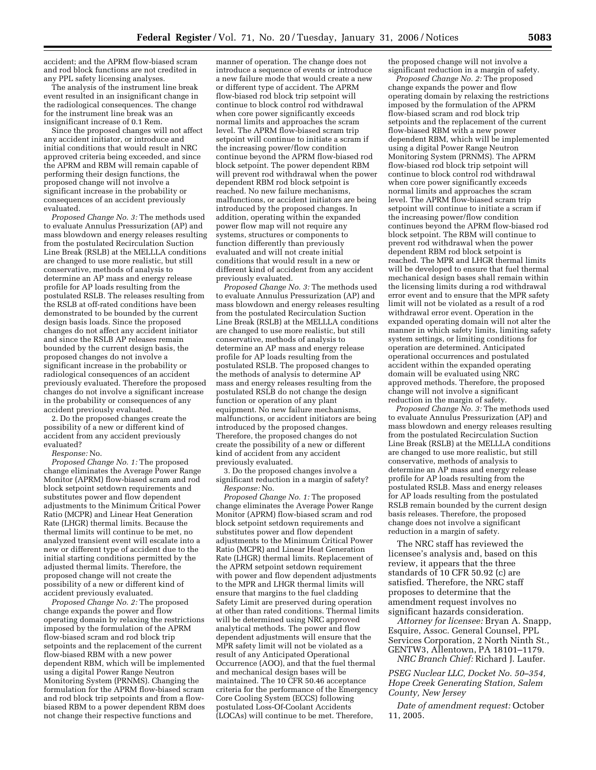accident; and the APRM flow-biased scram and rod block functions are not credited in any PPL safety licensing analyses.

The analysis of the instrument line break event resulted in an insignificant change in the radiological consequences. The change for the instrument line break was an insignificant increase of 0.1 Rem.

Since the proposed changes will not affect any accident initiator, or introduce and initial conditions that would result in NRC approved criteria being exceeded, and since the APRM and RBM will remain capable of performing their design functions, the proposed change will not involve a significant increase in the probability or consequences of an accident previously evaluated.

*Proposed Change No. 3:* The methods used to evaluate Annulus Pressurization (AP) and mass blowdown and energy releases resulting from the postulated Recirculation Suction Line Break (RSLB) at the MELLLA conditions are changed to use more realistic, but still conservative, methods of analysis to determine an AP mass and energy release profile for AP loads resulting from the postulated RSLB. The releases resulting from the RSLB at off-rated conditions have been demonstrated to be bounded by the current design basis loads. Since the proposed changes do not affect any accident initiator and since the RSLB AP releases remain bounded by the current design basis, the proposed changes do not involve a significant increase in the probability or radiological consequences of an accident previously evaluated. Therefore the proposed changes do not involve a significant increase in the probability or consequences of any accident previously evaluated.

2. Do the proposed changes create the possibility of a new or different kind of accident from any accident previously evaluated?

*Response:* No.

*Proposed Change No. 1:* The proposed change eliminates the Average Power Range Monitor (APRM) flow-biased scram and rod block setpoint setdown requirements and substitutes power and flow dependent adjustments to the Minimum Critical Power Ratio (MCPR) and Linear Heat Generation Rate (LHGR) thermal limits. Because the thermal limits will continue to be met, no analyzed transient event will escalate into a new or different type of accident due to the initial starting conditions permitted by the adjusted thermal limits. Therefore, the proposed change will not create the possibility of a new or different kind of accident previously evaluated.

*Proposed Change No. 2:* The proposed change expands the power and flow operating domain by relaxing the restrictions imposed by the formulation of the APRM flow-biased scram and rod block trip setpoints and the replacement of the current flow-biased RBM with a new power dependent RBM, which will be implemented using a digital Power Range Neutron Monitoring System (PRNMS). Changing the formulation for the APRM flow-biased scram and rod block trip setpoints and from a flow-biased RBM to a power dependent RBM does not change their respective functions and manner of operation. The change does not introduce a sequence of events or introduce a new failure mode that would create a new or different type of accident. The APRM flow-biased rod block trip setpoint will continue to block control rod withdrawal when core power significantly exceeds normal limits and approaches the scram level. The APRM flow-biased scram trip setpoint will continue to initiate a scram if the increasing power/flow condition continue beyond the APRM flow-biased rod block setpoint. The power dependent RBM will prevent rod withdrawal when the power dependent RBM rod block setpoint is reached. No new failure mechanisms, malfunctions, or accident initiators are being introduced by the proposed changes. In addition, operating within the expanded power flow map will not require any systems, structures or components to function differently than previously evaluated and will not create initial conditions that would result in a new or different kind of accident from any accident previously evaluated.

*Proposed Change No. 3:* The methods used to evaluate Annulus Pressurization (AP) and mass blowdown and energy releases resulting from the postulated Recirculation Suction Line Break (RSLB) at the MELLLA conditions are changed to use more realistic, but still conservative, methods of analysis to determine an AP mass and energy release profile for AP loads resulting from the postulated RSLB. The proposed changes to the methods of analysis to determine AP mass and energy releases resulting from the postulated RSLB do not change the design function or operation of any plant equipment. No new failure mechanisms, malfunctions, or accident initiators are being introduced by the proposed changes. Therefore, the proposed changes do not create the possibility of a new or different kind of accident from any accident previously evaluated.

3. Do the proposed changes involve a significant reduction in a margin of safety?

*Response:* No.

*Proposed Change No. 1:* The proposed change eliminates the Average Power Range Monitor (APRM) flow-biased scram and rod block setpoint setdown requirements and substitutes power and flow dependent adjustments to the Minimum Critical Power Ratio (MCPR) and Linear Heat Generation Rate (LHGR) thermal limits. Replacement of the APRM setpoint setdown requirement with power and flow dependent adjustments to the MPR and LHGR thermal limits will ensure that margins to the fuel cladding Safety Limit are preserved during operation at other than rated conditions. Thermal limits will be determined using NRC approved analytical methods. The power and flow dependent adjustments will ensure that the MPR safety limit will not be violated as a result of any Anticipated Operational Occurrence (AOO), and that the fuel thermal and mechanical design bases will be maintained. The 10 CFR 50.46 acceptance criteria for the performance of the Emergency Core Cooling System (ECCS) following postulated Loss-Of-Coolant Accidents (LOCAs) will continue to be met. Therefore, the proposed change will not involve a significant reduction in a margin of safety.

*Proposed Change No. 2:* The proposed change expands the power and flow operating domain by relaxing the restrictions imposed by the formulation of the APRM flow-biased scram and rod block trip setpoints and the replacement of the current flow-biased RBM with a new power dependent RBM, which will be implemented using a digital Power Range Neutron Monitoring System (PRNMS). The APRM flow-biased rod block trip setpoint will continue to block control rod withdrawal when core power significantly exceeds normal limits and approaches the scram level. The APRM flow-biased scram trip setpoint will continue to initiate a scram if the increasing power/flow condition continues beyond the APRM flow-biased rod block setpoint. The RBM will continue to prevent rod withdrawal when the power dependent RBM rod block setpoint is reached. The MPR and LHGR thermal limits will be developed to ensure that fuel thermal mechanical design bases shall remain within the licensing limits during a rod withdrawal error event and to ensure that the MPR safety limit will not be violated as a result of a rod withdrawal error event. Operation in the expanded operating domain will not alter the manner in which safety limits, limiting safety system settings, or limiting conditions for operation are determined. Anticipated operational occurrences and postulated accident within the expanded operating domain will be evaluated using NRC approved methods. Therefore, the proposed change will not involve a significant reduction in the margin of safety.

*Proposed Change No. 3:* The methods used to evaluate Annulus Pressurization (AP) and mass blowdown and energy releases resulting from the postulated Recirculation Suction Line Break (RSLB) at the MELLLA conditions are changed to use more realistic, but still conservative, methods of analysis to determine an AP mass and energy release profile for AP loads resulting from the postulated RSLB. Mass and energy releases for AP loads resulting from the postulated RSLB remain bounded by the current design basis releases. Therefore, the proposed change does not involve a significant reduction in a margin of safety.

The NRC staff has reviewed the licensee's analysis and, based on this review, it appears that the three standards of 10 CFR 50.92 (c) are satisfied. Therefore, the NRC staff proposes to determine that the amendment request involves no significant hazards consideration.

*Attorney for licensee:* Bryan A. Snapp, Esquire, Assoc. General Counsel, PPL Services Corporation, 2 North Ninth St., GENTW3, Allentown, PA 18101–1179.

*NRC Branch Chief:* Richard J. Laufer.

*PSEG Nuclear LLC, Docket No. 50–354, Hope Creek Generating Station, Salem County, New Jersey*

*Date of amendment request:* October 11, 2005.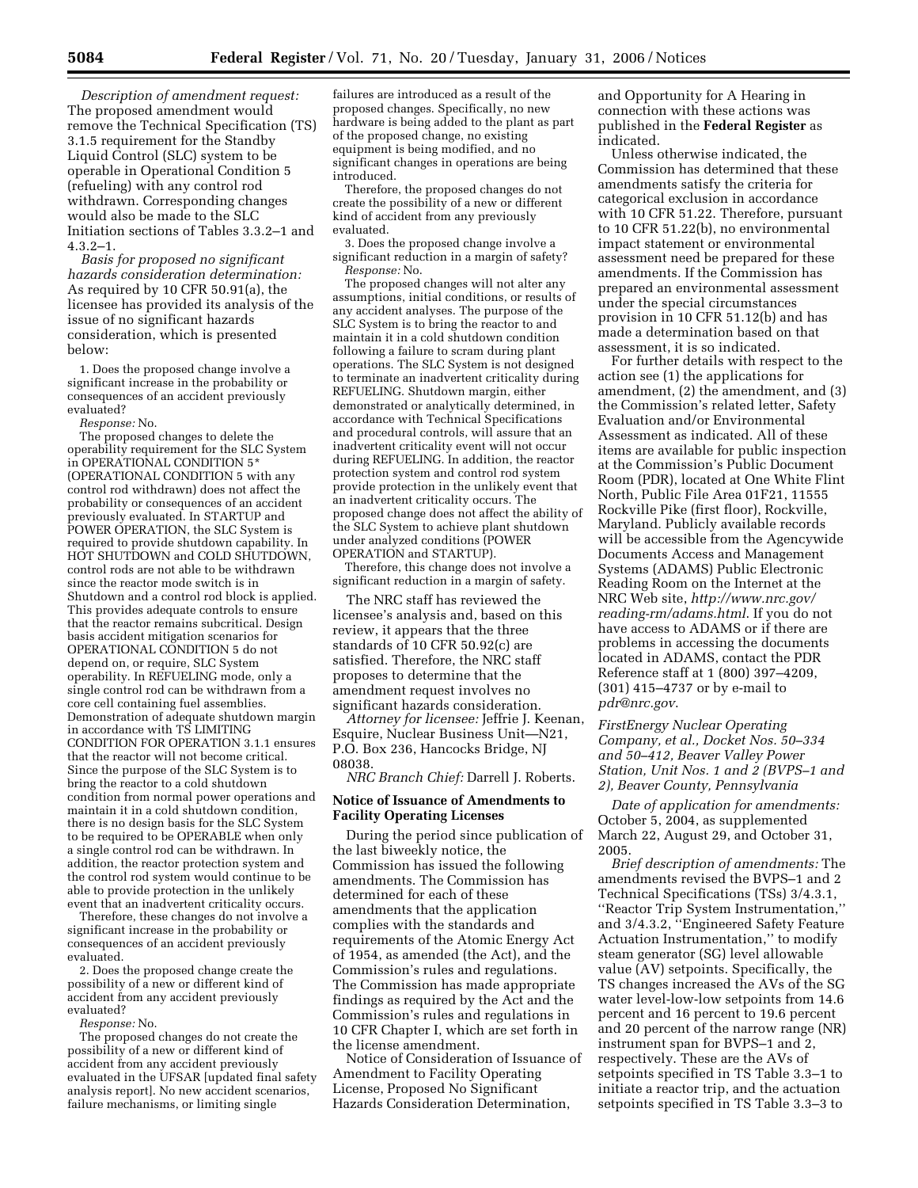*Description of amendment request:* The proposed amendment would remove the Technical Specification (TS) 3.1.5 requirement for the Standby Liquid Control (SLC) system to be operable in Operational Condition 5 (refueling) with any control rod withdrawn. Corresponding changes would also be made to the SLC Initiation sections of Tables 3.3.2–1 and 4.3.2–1.

*Basis for proposed no significant hazards consideration determination:* As required by 10 CFR 50.91(a), the licensee has provided its analysis of the issue of no significant hazards consideration, which is presented below:

1. Does the proposed change involve a significant increase in the probability or consequences of an accident previously evaluated?

*Response:* No.

The proposed changes to delete the operability requirement for the SLC System in OPERATIONAL CONDITION 5* (OPERATIONAL CONDITION 5 with any control rod withdrawn) does not affect the probability or consequences of an accident previously evaluated. In STARTUP and POWER OPERATION, the SLC System is required to provide shutdown capability. In HOT SHUTDOWN and COLD SHUTDOWN, control rods are not able to be withdrawn since the reactor mode switch is in Shutdown and a control rod block is applied. This provides adequate controls to ensure that the reactor remains subcritical. Design basis accident mitigation scenarios for OPERATIONAL CONDITION 5 do not depend on, or require, SLC System operability. In REFUELING mode, only a single control rod can be withdrawn from a core cell containing fuel assemblies. Demonstration of adequate shutdown margin in accordance with TS LIMITING CONDITION FOR OPERATION 3.1.1 ensures that the reactor will not become critical. Since the purpose of the SLC System is to bring the reactor to a cold shutdown condition from normal power operations and maintain it in a cold shutdown condition, there is no design basis for the SLC System to be required to be OPERABLE when only a single control rod can be withdrawn. In addition, the reactor protection system and the control rod system would continue to be able to provide protection in the unlikely event that an inadvertent criticality occurs.

Therefore, these changes do not involve a significant increase in the probability or consequences of an accident previously evaluated.

2. Does the proposed change create the possibility of a new or different kind of accident from any accident previously evaluated?

*Response:* No.

The proposed changes do not create the possibility of a new or different kind of accident from any accident previously evaluated in the UFSAR [updated final safety analysis report]. No new accident scenarios, failure mechanisms, or limiting single failures are introduced as a result of the proposed changes. Specifically, no new hardware is being added to the plant as part of the proposed change, no existing equipment is being modified, and no significant changes in operations are being introduced.

Therefore, the proposed changes do not create the possibility of a new or different kind of accident from any previously evaluated.

3. Does the proposed change involve a significant reduction in a margin of safety?

*Response:* No.

The proposed changes will not alter any assumptions, initial conditions, or results of any accident analyses. The purpose of the SLC System is to bring the reactor to and maintain it in a cold shutdown condition following a failure to scram during plant operations. The SLC System is not designed to terminate an inadvertent criticality during REFUELING. Shutdown margin, either demonstrated or analytically determined, in accordance with Technical Specifications and procedural controls, will assure that an inadvertent criticality event will not occur during REFUELING. In addition, the reactor protection system and control rod system provide protection in the unlikely event that an inadvertent criticality occurs. The proposed change does not affect the ability of the SLC System to achieve plant shutdown under analyzed conditions (POWER OPERATION and STARTUP).

Therefore, this change does not involve a significant reduction in a margin of safety.

The NRC staff has reviewed the licensee's analysis and, based on this review, it appears that the three standards of 10 CFR 50.92(c) are satisfied. Therefore, the NRC staff proposes to determine that the amendment request involves no significant hazards consideration.

*Attorney for licensee:* Jeffrie J. Keenan, Esquire, Nuclear Business Unit—N21, P.O. Box 236, Hancocks Bridge, NJ 08038.

*NRC Branch Chief:* Darrell J. Roberts.

## Notice of Issuance of Amendments to Facility Operating Licenses

During the period since publication of the last biweekly notice, the Commission has issued the following amendments. The Commission has determined for each of these amendments that the application complies with the standards and requirements of the Atomic Energy Act of 1954, as amended (the Act), and the Commission's rules and regulations. The Commission has made appropriate findings as required by the Act and the Commission's rules and regulations in 10 CFR Chapter I, which are set forth in the license amendment.

Notice of Consideration of Issuance of Amendment to Facility Operating License, Proposed No Significant Hazards Consideration Determination, and Opportunity for A Hearing in connection with these actions was published in the **Federal Register** as indicated.

Unless otherwise indicated, the Commission has determined that these amendments satisfy the criteria for categorical exclusion in accordance with 10 CFR 51.22. Therefore, pursuant to 10 CFR 51.22(b), no environmental impact statement or environmental assessment need be prepared for these amendments. If the Commission has prepared an environmental assessment under the special circumstances provision in 10 CFR 51.12(b) and has made a determination based on that assessment, it is so indicated.

For further details with respect to the action see (1) the applications for amendment, (2) the amendment, and (3) the Commission's related letter, Safety Evaluation and/or Environmental Assessment as indicated. All of these items are available for public inspection at the Commission's Public Document Room (PDR), located at One White Flint North, Public File Area 01F21, 11555 Rockville Pike (first floor), Rockville, Maryland. Publicly available records will be accessible from the Agencywide Documents Access and Management Systems (ADAMS) Public Electronic Reading Room on the Internet at the NRC Web site, *http://www.nrc.gov/reading-rm/adams.html*. If you do not have access to ADAMS or if there are problems in accessing the documents located in ADAMS, contact the PDR Reference staff at 1 (800) 397–4209, (301) 415–4737 or by e-mail to *pdr@nrc.gov*.

*FirstEnergy Nuclear Operating Company, et al., Docket Nos. 50–334 and 50–412, Beaver Valley Power Station, Unit Nos. 1 and 2 (BVPS–1 and 2), Beaver County, Pennsylvania*

*Date of application for amendments:* October 5, 2004, as supplemented March 22, August 29, and October 31, 2005.

*Brief description of amendments:* The amendments revised the BVPS–1 and 2 Technical Specifications (TSs) 3/4.3.1, ''Reactor Trip System Instrumentation,'' and 3/4.3.2, ''Engineered Safety Feature Actuation Instrumentation,'' to modify steam generator (SG) level allowable value (AV) setpoints. Specifically, the TS changes increased the AVs of the SG water level-low-low setpoints from 14.6 percent and 16 percent to 19.6 percent and 20 percent of the narrow range (NR) instrument span for BVPS–1 and 2, respectively. These are the AVs of setpoints specified in TS Table 3.3–1 to initiate a reactor trip, and the actuation setpoints specified in TS Table 3.3–3 to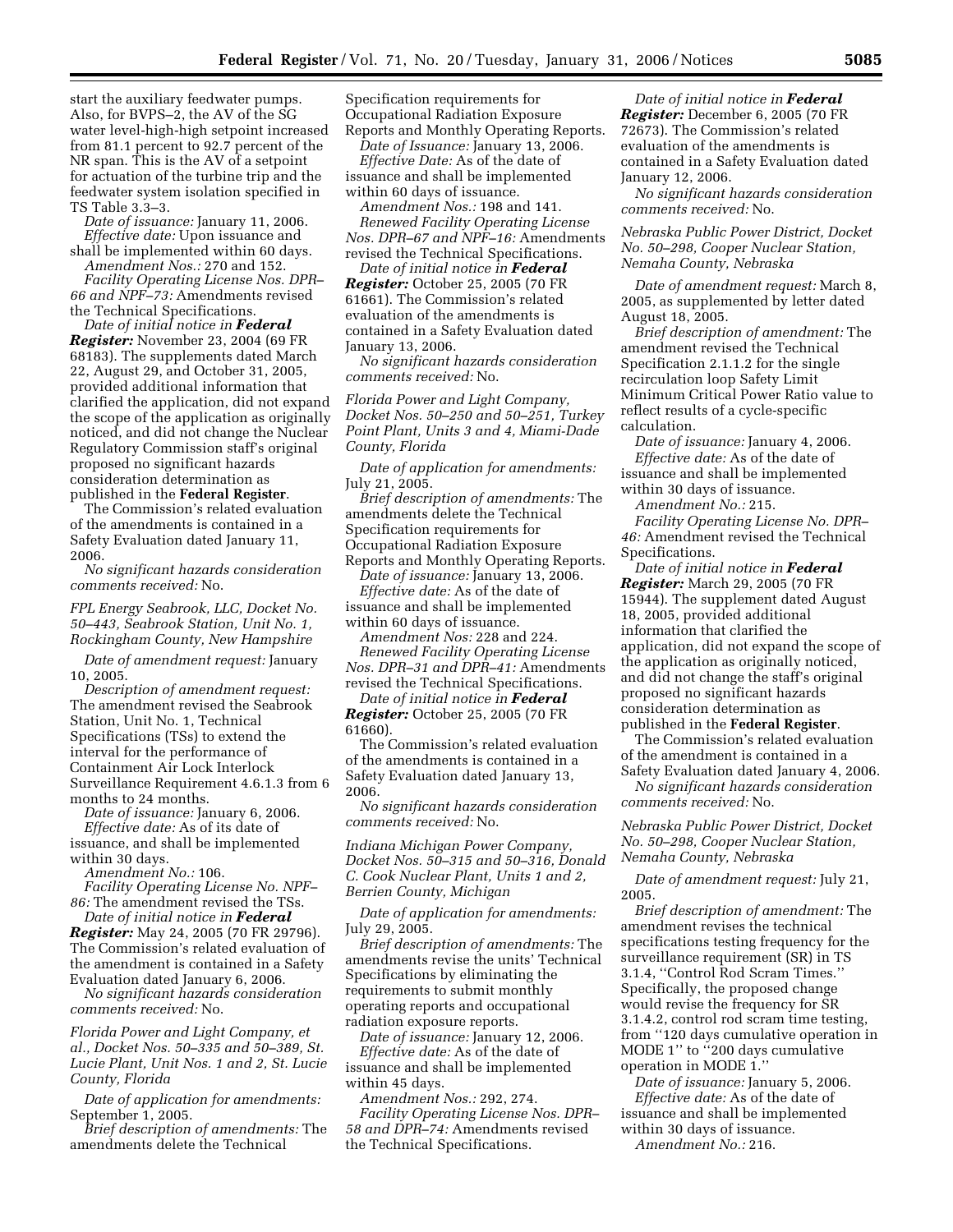start the auxiliary feedwater pumps. Also, for BVPS–2, the AV of the SG water level-high-high setpoint increased from 81.1 percent to 92.7 percent of the NR span. This is the AV of a setpoint for actuation of the turbine trip and the feedwater system isolation specified in TS Table 3.3–3.

*Date of issuance:* January 11, 2006.

*Effective date:* Upon issuance and shall be implemented within 60 days.

*Amendment Nos.:* 270 and 152.

*Facility Operating License Nos. DPR–66 and NPF–73:* Amendments revised the Technical Specifications.

*Date of initial notice in* ***Federal Register:*** November 23, 2004 (69 FR 68183). The supplements dated March 22, August 29, and October 31, 2005, provided additional information that clarified the application, did not expand the scope of the application as originally noticed, and did not change the Nuclear Regulatory Commission staff's original proposed no significant hazards consideration determination as published in the **Federal Register**.

The Commission's related evaluation of the amendments is contained in a Safety Evaluation dated January 11, 2006.

*No significant hazards consideration comments received:* No.

*FPL Energy Seabrook, LLC, Docket No. 50–443, Seabrook Station, Unit No. 1, Rockingham County, New Hampshire*

*Date of amendment request:* January 10, 2005.

*Description of amendment request:* The amendment revised the Seabrook Station, Unit No. 1, Technical Specifications (TSs) to extend the interval for the performance of Containment Air Lock Interlock Surveillance Requirement 4.6.1.3 from 6 months to 24 months.

*Date of issuance:* January 6, 2006.

*Effective date:* As of its date of issuance, and shall be implemented within 30 days.

*Amendment No.:* 106.

*Facility Operating License No. NPF–86:* The amendment revised the TSs.

*Date of initial notice in* ***Federal Register:*** May 24, 2005 (70 FR 29796). The Commission's related evaluation of the amendment is contained in a Safety Evaluation dated January 6, 2006.

*No significant hazards consideration comments received:* No.

*Florida Power and Light Company, et al., Docket Nos. 50–335 and 50–389, St. Lucie Plant, Unit Nos. 1 and 2, St. Lucie County, Florida*

*Date of application for amendments:* September 1, 2005.

*Brief description of amendments:* The amendments delete the Technical Specification requirements for Occupational Radiation Exposure Reports and Monthly Operating Reports.

*Date of Issuance:* January 13, 2006.

*Effective Date:* As of the date of issuance and shall be implemented within 60 days of issuance.

*Amendment Nos.:* 198 and 141.

*Renewed Facility Operating License Nos. DPR–67 and NPF–16:* Amendments revised the Technical Specifications.

*Date of initial notice in* ***Federal Register:*** October 25, 2005 (70 FR 61661). The Commission's related evaluation of the amendments is contained in a Safety Evaluation dated January 13, 2006.

*No significant hazards consideration comments received:* No.

*Florida Power and Light Company, Docket Nos. 50–250 and 50–251, Turkey Point Plant, Units 3 and 4, Miami-Dade County, Florida*

*Date of application for amendments:* July 21, 2005.

*Brief description of amendments:* The amendments delete the Technical Specification requirements for Occupational Radiation Exposure Reports and Monthly Operating Reports.

*Date of issuance:* January 13, 2006.

*Effective date:* As of the date of issuance and shall be implemented within 60 days of issuance.

*Amendment Nos:* 228 and 224.

*Renewed Facility Operating License Nos. DPR–31 and DPR–41:* Amendments revised the Technical Specifications.

*Date of initial notice in* ***Federal Register:*** October 25, 2005 (70 FR 61660).

The Commission's related evaluation of the amendments is contained in a Safety Evaluation dated January 13, 2006.

*No significant hazards consideration comments received:* No.

*Indiana Michigan Power Company, Docket Nos. 50–315 and 50–316, Donald C. Cook Nuclear Plant, Units 1 and 2, Berrien County, Michigan*

*Date of application for amendments:* July 29, 2005.

*Brief description of amendments:* The amendments revise the units' Technical Specifications by eliminating the requirements to submit monthly operating reports and occupational radiation exposure reports.

*Date of issuance:* January 12, 2006.

*Effective date:* As of the date of issuance and shall be implemented within 45 days.

*Amendment Nos.:* 292, 274.

*Facility Operating License Nos. DPR–58 and DPR–74:* Amendments revised the Technical Specifications.

*Date of initial notice in* ***Federal Register:*** December 6, 2005 (70 FR 72673). The Commission's related evaluation of the amendments is contained in a Safety Evaluation dated January 12, 2006.

*No significant hazards consideration comments received:* No.

*Nebraska Public Power District, Docket No. 50–298, Cooper Nuclear Station, Nemaha County, Nebraska*

*Date of amendment request:* March 8, 2005, as supplemented by letter dated August 18, 2005.

*Brief description of amendment:* The amendment revised the Technical Specification 2.1.1.2 for the single recirculation loop Safety Limit Minimum Critical Power Ratio value to reflect results of a cycle-specific calculation.

*Date of issuance:* January 4, 2006.

*Effective date:* As of the date of issuance and shall be implemented within 30 days of issuance.

*Amendment No.:* 215.

*Facility Operating License No. DPR–46:* Amendment revised the Technical Specifications.

*Date of initial notice in* ***Federal Register:*** March 29, 2005 (70 FR 15944). The supplement dated August 18, 2005, provided additional information that clarified the application, did not expand the scope of the application as originally noticed, and did not change the staff's original proposed no significant hazards consideration determination as published in the **Federal Register**.

The Commission's related evaluation of the amendment is contained in a Safety Evaluation dated January 4, 2006.

*No significant hazards consideration comments received:* No.

*Nebraska Public Power District, Docket No. 50–298, Cooper Nuclear Station, Nemaha County, Nebraska*

*Date of amendment request:* July 21, 2005.

*Brief description of amendment:* The amendment revises the technical specifications testing frequency for the surveillance requirement (SR) in TS 3.1.4, "Control Rod Scram Times." Specifically, the proposed change would revise the frequency for SR 3.1.4.2, control rod scram time testing, from "120 days cumulative operation in MODE 1" to "200 days cumulative operation in MODE 1."

*Date of issuance:* January 5, 2006.

*Effective date:* As of the date of issuance and shall be implemented within 30 days of issuance.

*Amendment No.:* 216.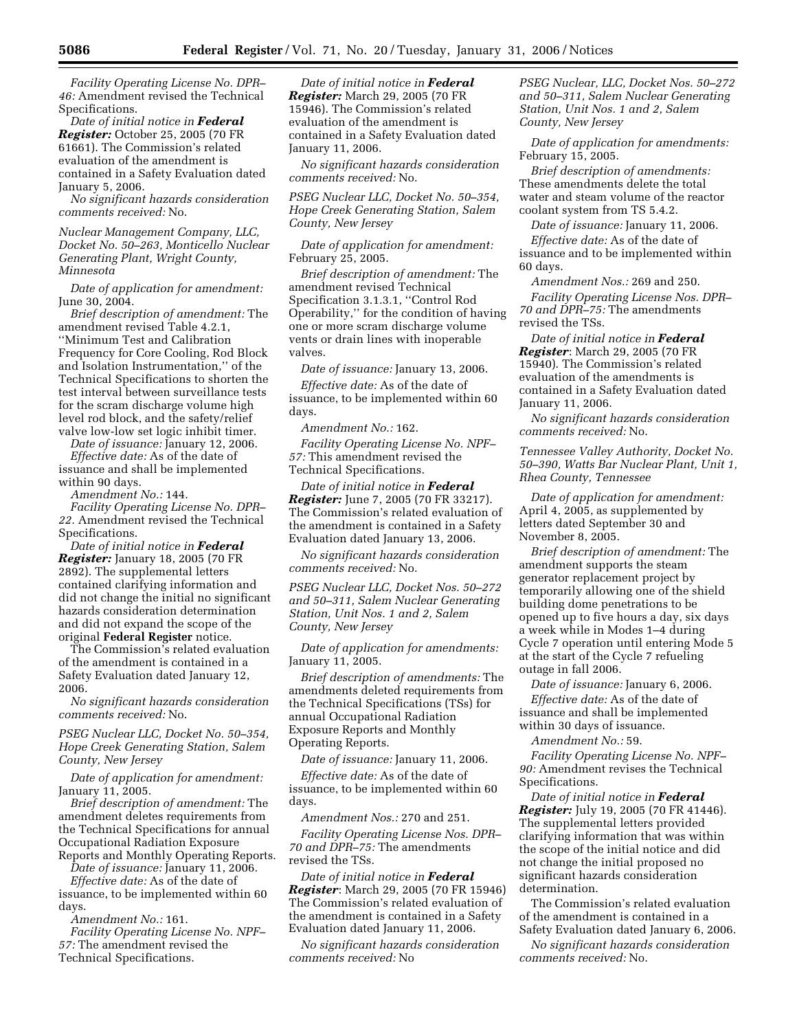*Facility Operating License No. DPR–46:* Amendment revised the Technical Specifications.

*Date of initial notice in* ***Federal Register:*** October 25, 2005 (70 FR 61661). The Commission's related evaluation of the amendment is contained in a Safety Evaluation dated January 5, 2006.

*No significant hazards consideration comments received:* No.

*Nuclear Management Company, LLC, Docket No. 50–263, Monticello Nuclear Generating Plant, Wright County, Minnesota*

*Date of application for amendment:* June 30, 2004.

*Brief description of amendment:* The amendment revised Table 4.2.1, ''Minimum Test and Calibration Frequency for Core Cooling, Rod Block and Isolation Instrumentation,'' of the Technical Specifications to shorten the test interval between surveillance tests for the scram discharge volume high level rod block, and the safety/relief valve low-low set logic inhibit timer.

*Date of issuance:* January 12, 2006.

*Effective date:* As of the date of issuance and shall be implemented within 90 days.

*Amendment No.:* 144.

*Facility Operating License No. DPR–22.* Amendment revised the Technical Specifications.

*Date of initial notice in* ***Federal Register:*** January 18, 2005 (70 FR 2892). The supplemental letters contained clarifying information and did not change the initial no significant hazards consideration determination and did not expand the scope of the original **Federal Register** notice.

The Commission's related evaluation of the amendment is contained in a Safety Evaluation dated January 12, 2006.

*No significant hazards consideration comments received:* No.

*PSEG Nuclear LLC, Docket No. 50–354, Hope Creek Generating Station, Salem County, New Jersey*

*Date of application for amendment:* January 11, 2005.

*Brief description of amendment:* The amendment deletes requirements from the Technical Specifications for annual Occupational Radiation Exposure Reports and Monthly Operating Reports.

*Date of issuance:* January 11, 2006.

*Effective date:* As of the date of issuance, to be implemented within 60 days.

*Amendment No.:* 161.

*Facility Operating License No. NPF–57:* The amendment revised the Technical Specifications.

*Date of initial notice in* ***Federal Register:*** March 29, 2005 (70 FR 15946). The Commission's related evaluation of the amendment is contained in a Safety Evaluation dated January 11, 2006.

*No significant hazards consideration comments received:* No.

*PSEG Nuclear LLC, Docket No. 50–354, Hope Creek Generating Station, Salem County, New Jersey*

*Date of application for amendment:* February 25, 2005.

*Brief description of amendment:* The amendment revised Technical Specification 3.1.3.1, ''Control Rod Operability,'' for the condition of having one or more scram discharge volume vents or drain lines with inoperable valves.

*Date of issuance:* January 13, 2006.

*Effective date:* As of the date of issuance, to be implemented within 60 days.

*Amendment No.:* 162.

*Facility Operating License No. NPF–57:* This amendment revised the Technical Specifications.

*Date of initial notice in* ***Federal Register:*** June 7, 2005 (70 FR 33217). The Commission's related evaluation of the amendment is contained in a Safety Evaluation dated January 13, 2006.

*No significant hazards consideration comments received:* No.

*PSEG Nuclear LLC, Docket Nos. 50–272 and 50–311, Salem Nuclear Generating Station, Unit Nos. 1 and 2, Salem County, New Jersey*

*Date of application for amendments:* January 11, 2005.

*Brief description of amendments:* The amendments deleted requirements from the Technical Specifications (TSs) for annual Occupational Radiation Exposure Reports and Monthly Operating Reports.

*Date of issuance:* January 11, 2006.

*Effective date:* As of the date of issuance, to be implemented within 60 days.

*Amendment Nos.:* 270 and 251.

*Facility Operating License Nos. DPR–70 and DPR–75:* The amendments revised the TSs.

*Date of initial notice in* ***Federal Register***: March 29, 2005 (70 FR 15946) The Commission's related evaluation of the amendment is contained in a Safety Evaluation dated January 11, 2006.

*No significant hazards consideration comments received:* No

*PSEG Nuclear, LLC, Docket Nos. 50–272 and 50–311, Salem Nuclear Generating Station, Unit Nos. 1 and 2, Salem County, New Jersey*

*Date of application for amendments:* February 15, 2005.

*Brief description of amendments:* These amendments delete the total water and steam volume of the reactor coolant system from TS 5.4.2.

*Date of issuance:* January 11, 2006.

*Effective date:* As of the date of issuance and to be implemented within 60 days.

*Amendment Nos.:* 269 and 250.

*Facility Operating License Nos. DPR–70 and DPR–75:* The amendments revised the TSs.

*Date of initial notice in* ***Federal Register***: March 29, 2005 (70 FR 15940). The Commission's related evaluation of the amendments is contained in a Safety Evaluation dated January 11, 2006.

*No significant hazards consideration comments received:* No.

*Tennessee Valley Authority, Docket No. 50–390, Watts Bar Nuclear Plant, Unit 1, Rhea County, Tennessee*

*Date of application for amendment:* April 4, 2005, as supplemented by letters dated September 30 and November 8, 2005.

*Brief description of amendment:* The amendment supports the steam generator replacement project by temporarily allowing one of the shield building dome penetrations to be opened up to five hours a day, six days a week while in Modes 1–4 during Cycle 7 operation until entering Mode 5 at the start of the Cycle 7 refueling outage in fall 2006.

*Date of issuance:* January 6, 2006.

*Effective date:* As of the date of issuance and shall be implemented within 30 days of issuance.

*Amendment No.:* 59.

*Facility Operating License No. NPF–90:* Amendment revises the Technical Specifications.

*Date of initial notice in* ***Federal Register:*** July 19, 2005 (70 FR 41446). The supplemental letters provided clarifying information that was within the scope of the initial notice and did not change the initial proposed no significant hazards consideration determination.

The Commission's related evaluation of the amendment is contained in a Safety Evaluation dated January 6, 2006.

*No significant hazards consideration comments received:* No.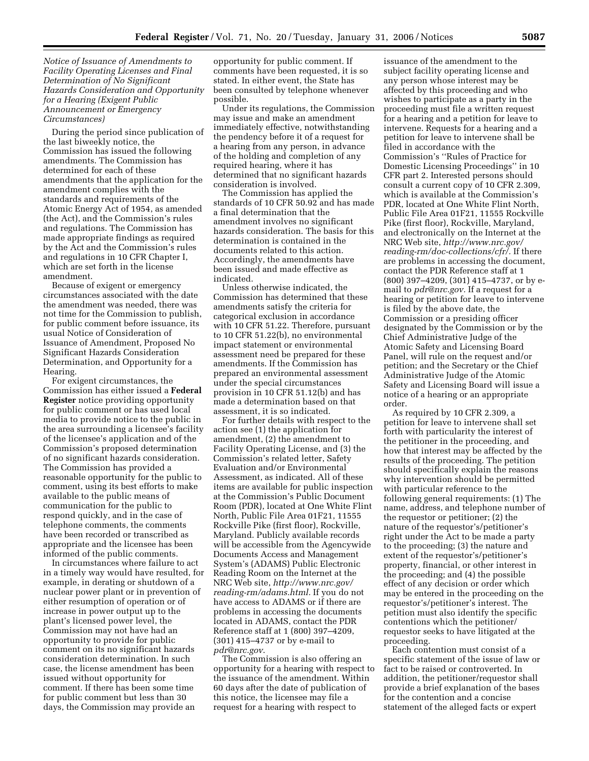*Notice of Issuance of Amendments to Facility Operating Licenses and Final Determination of No Significant Hazards Consideration and Opportunity for a Hearing (Exigent Public Announcement or Emergency Circumstances)*

During the period since publication of the last biweekly notice, the Commission has issued the following amendments. The Commission has determined for each of these amendments that the application for the amendment complies with the standards and requirements of the Atomic Energy Act of 1954, as amended (the Act), and the Commission's rules and regulations. The Commission has made appropriate findings as required by the Act and the Commission's rules and regulations in 10 CFR Chapter I, which are set forth in the license amendment.

Because of exigent or emergency circumstances associated with the date the amendment was needed, there was not time for the Commission to publish, for public comment before issuance, its usual Notice of Consideration of Issuance of Amendment, Proposed No Significant Hazards Consideration Determination, and Opportunity for a Hearing.

For exigent circumstances, the Commission has either issued a **Federal Register** notice providing opportunity for public comment or has used local media to provide notice to the public in the area surrounding a licensee's facility of the licensee's application and of the Commission's proposed determination of no significant hazards consideration. The Commission has provided a reasonable opportunity for the public to comment, using its best efforts to make available to the public means of communication for the public to respond quickly, and in the case of telephone comments, the comments have been recorded or transcribed as appropriate and the licensee has been informed of the public comments.

In circumstances where failure to act in a timely way would have resulted, for example, in derating or shutdown of a nuclear power plant or in prevention of either resumption of operation or of increase in power output up to the plant's licensed power level, the Commission may not have had an opportunity to provide for public comment on its no significant hazards consideration determination. In such case, the license amendment has been issued without opportunity for comment. If there has been some time for public comment but less than 30 days, the Commission may provide an opportunity for public comment. If comments have been requested, it is so stated. In either event, the State has been consulted by telephone whenever possible.

Under its regulations, the Commission may issue and make an amendment immediately effective, notwithstanding the pendency before it of a request for a hearing from any person, in advance of the holding and completion of any required hearing, where it has determined that no significant hazards consideration is involved.

The Commission has applied the standards of 10 CFR 50.92 and has made a final determination that the amendment involves no significant hazards consideration. The basis for this determination is contained in the documents related to this action. Accordingly, the amendments have been issued and made effective as indicated.

Unless otherwise indicated, the Commission has determined that these amendments satisfy the criteria for categorical exclusion in accordance with 10 CFR 51.22. Therefore, pursuant to 10 CFR 51.22(b), no environmental impact statement or environmental assessment need be prepared for these amendments. If the Commission has prepared an environmental assessment under the special circumstances provision in 10 CFR 51.12(b) and has made a determination based on that assessment, it is so indicated.

For further details with respect to the action see (1) the application for amendment, (2) the amendment to Facility Operating License, and (3) the Commission's related letter, Safety Evaluation and/or Environmental Assessment, as indicated. All of these items are available for public inspection at the Commission's Public Document Room (PDR), located at One White Flint North, Public File Area 01F21, 11555 Rockville Pike (first floor), Rockville, Maryland. Publicly available records will be accessible from the Agencywide Documents Access and Management System's (ADAMS) Public Electronic Reading Room on the Internet at the NRC Web site, *http://www.nrc.gov/reading-rm/adams.html.* If you do not have access to ADAMS or if there are problems in accessing the documents located in ADAMS, contact the PDR Reference staff at 1 (800) 397–4209, (301) 415–4737 or by e-mail to *pdr@nrc.gov.*

The Commission is also offering an opportunity for a hearing with respect to the issuance of the amendment. Within 60 days after the date of publication of this notice, the licensee may file a request for a hearing with respect to issuance of the amendment to the subject facility operating license and any person whose interest may be affected by this proceeding and who wishes to participate as a party in the proceeding must file a written request for a hearing and a petition for leave to intervene. Requests for a hearing and a petition for leave to intervene shall be filed in accordance with the Commission's "Rules of Practice for Domestic Licensing Proceedings" in 10 CFR part 2. Interested persons should consult a current copy of 10 CFR 2.309, which is available at the Commission's PDR, located at One White Flint North, Public File Area 01F21, 11555 Rockville Pike (first floor), Rockville, Maryland, and electronically on the Internet at the NRC Web site, *http://www.nrc.gov/reading-rm/doc-collections/cfr/.* If there are problems in accessing the document, contact the PDR Reference staff at 1 (800) 397–4209, (301) 415–4737, or by e-mail to *pdr@nrc.gov.* If a request for a hearing or petition for leave to intervene is filed by the above date, the Commission or a presiding officer designated by the Commission or by the Chief Administrative Judge of the Atomic Safety and Licensing Board Panel, will rule on the request and/or petition; and the Secretary or the Chief Administrative Judge of the Atomic Safety and Licensing Board will issue a notice of a hearing or an appropriate order.

As required by 10 CFR 2.309, a petition for leave to intervene shall set forth with particularity the interest of the petitioner in the proceeding, and how that interest may be affected by the results of the proceeding. The petition should specifically explain the reasons why intervention should be permitted with particular reference to the following general requirements: (1) The name, address, and telephone number of the requestor or petitioner; (2) the nature of the requestor's/petitioner's right under the Act to be made a party to the proceeding; (3) the nature and extent of the requestor's/petitioner's property, financial, or other interest in the proceeding; and (4) the possible effect of any decision or order which may be entered in the proceeding on the requestor's/petitioner's interest. The petition must also identify the specific contentions which the petitioner/requestor seeks to have litigated at the proceeding.

Each contention must consist of a specific statement of the issue of law or fact to be raised or controverted. In addition, the petitioner/requestor shall provide a brief explanation of the bases for the contention and a concise statement of the alleged facts or expert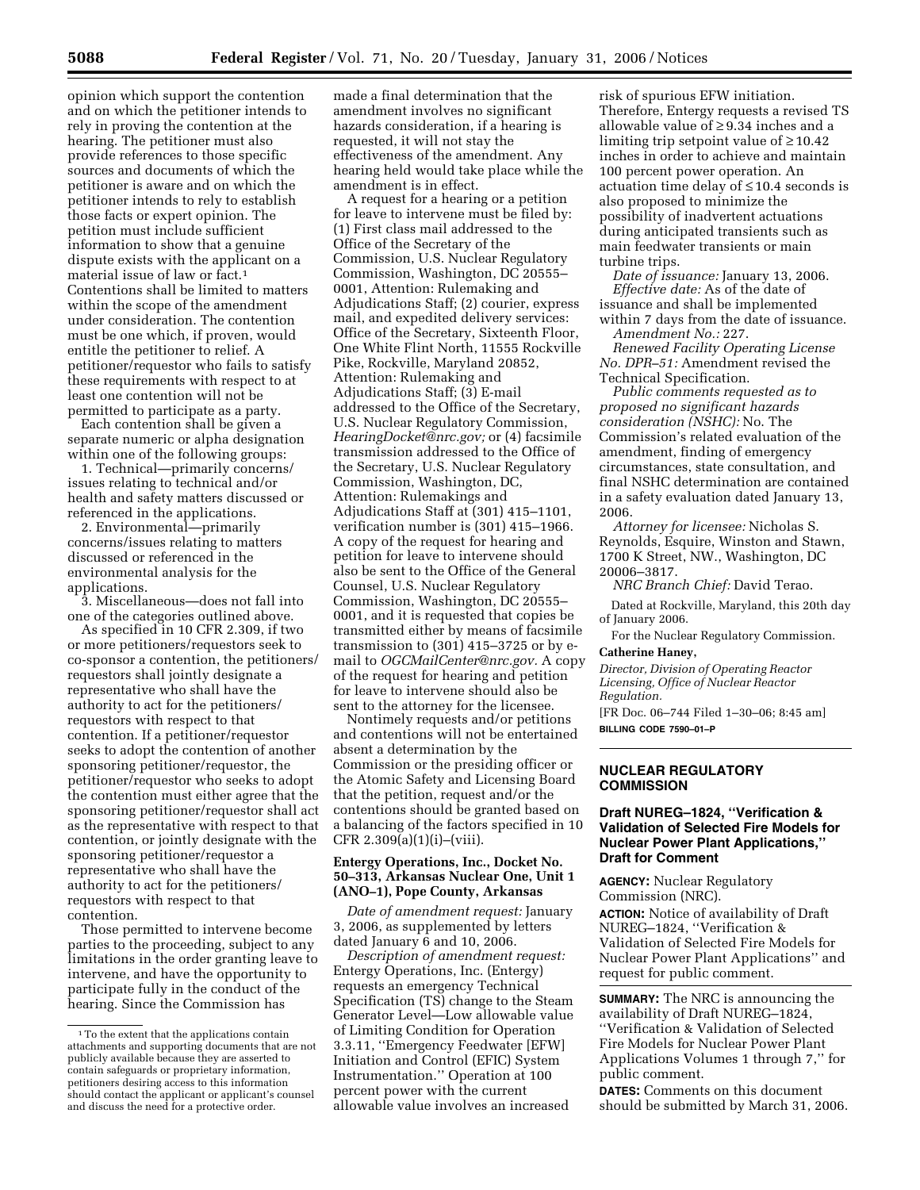opinion which support the contention and on which the petitioner intends to rely in proving the contention at the hearing. The petitioner must also provide references to those specific sources and documents of which the petitioner is aware and on which the petitioner intends to rely to establish those facts or expert opinion. The petition must include sufficient information to show that a genuine dispute exists with the applicant on a material issue of law or fact.[1] Contentions shall be limited to matters within the scope of the amendment under consideration. The contention must be one which, if proven, would entitle the petitioner to relief. A petitioner/requestor who fails to satisfy these requirements with respect to at least one contention will not be permitted to participate as a party.

Each contention shall be given a separate numeric or alpha designation within one of the following groups:

1. Technical—primarily concerns/issues relating to technical and/or health and safety matters discussed or referenced in the applications.
2. Environmental—primarily concerns/issues relating to matters discussed or referenced in the environmental analysis for the applications.
3. Miscellaneous—does not fall into one of the categories outlined above.

As specified in 10 CFR 2.309, if two or more petitioners/requestors seek to co-sponsor a contention, the petitioners/requestors shall jointly designate a representative who shall have the authority to act for the petitioners/requestors with respect to that contention. If a petitioner/requestor seeks to adopt the contention of another sponsoring petitioner/requestor, the petitioner/requestor who seeks to adopt the contention must either agree that the sponsoring petitioner/requestor shall act as the representative with respect to that contention, or jointly designate with the sponsoring petitioner/requestor a representative who shall have the authority to act for the petitioners/requestors with respect to that contention.

Those permitted to intervene become parties to the proceeding, subject to any limitations in the order granting leave to intervene, and have the opportunity to participate fully in the conduct of the hearing. Since the Commission has made a final determination that the amendment involves no significant hazards consideration, if a hearing is requested, it will not stay the effectiveness of the amendment. Any hearing held would take place while the amendment is in effect.

A request for a hearing or a petition for leave to intervene must be filed by: (1) First class mail addressed to the Office of the Secretary of the Commission, U.S. Nuclear Regulatory Commission, Washington, DC 20555–0001, Attention: Rulemaking and Adjudications Staff; (2) courier, express mail, and expedited delivery services: Office of the Secretary, Sixteenth Floor, One White Flint North, 11555 Rockville Pike, Rockville, Maryland 20852, Attention: Rulemaking and Adjudications Staff; (3) E-mail addressed to the Office of the Secretary, U.S. Nuclear Regulatory Commission, *HearingDocket@nrc.gov;* or (4) facsimile transmission addressed to the Office of the Secretary, U.S. Nuclear Regulatory Commission, Washington, DC, Attention: Rulemakings and Adjudications Staff at (301) 415–1101, verification number is (301) 415–1966. A copy of the request for hearing and petition for leave to intervene should also be sent to the Office of the General Counsel, U.S. Nuclear Regulatory Commission, Washington, DC 20555–0001, and it is requested that copies be transmitted either by means of facsimile transmission to (301) 415–3725 or by e-mail to *OGCMailCenter@nrc.gov.* A copy of the request for hearing and petition for leave to intervene should also be sent to the attorney for the licensee.

Nontimely requests and/or petitions and contentions will not be entertained absent a determination by the Commission or the presiding officer or the Atomic Safety and Licensing Board that the petition, request and/or the contentions should be granted based on a balancing of the factors specified in 10 CFR 2.309(a)(1)(i)–(viii).

## Entergy Operations, Inc., Docket No. 50–313, Arkansas Nuclear One, Unit 1 (ANO–1), Pope County, Arkansas

*Date of amendment request:* January 3, 2006, as supplemented by letters dated January 6 and 10, 2006.

*Description of amendment request:* Entergy Operations, Inc. (Entergy) requests an emergency Technical Specification (TS) change to the Steam Generator Level—Low allowable value of Limiting Condition for Operation 3.3.11, ''Emergency Feedwater [EFW] Initiation and Control (EFIC) System Instrumentation.'' Operation at 100 percent power with the current allowable value involves an increased risk of spurious EFW initiation. Therefore, Entergy requests a revised TS allowable value of ≥9.34 inches and a limiting trip setpoint value of ≥10.42 inches in order to achieve and maintain 100 percent power operation. An actuation time delay of ≤10.4 seconds is also proposed to minimize the possibility of inadvertent actuations during anticipated transients such as main feedwater transients or main turbine trips.

*Date of issuance:* January 13, 2006.

*Effective date:* As of the date of issuance and shall be implemented within 7 days from the date of issuance.

*Amendment No.:* 227.

*Renewed Facility Operating License No. DPR–51:* Amendment revised the Technical Specification.

*Public comments requested as to proposed no significant hazards consideration (NSHC):* No. The Commission's related evaluation of the amendment, finding of emergency circumstances, state consultation, and final NSHC determination are contained in a safety evaluation dated January 13, 2006.

*Attorney for licensee:* Nicholas S. Reynolds, Esquire, Winston and Strawn, 1700 K Street, NW., Washington, DC 20006–3817.

*NRC Branch Chief:* David Terao.

Dated at Rockville, Maryland, this 20th day of January 2006.

For the Nuclear Regulatory Commission.

**Catherine Haney,**

*Director, Division of Operating Reactor Licensing, Office of Nuclear Reactor Regulation.*

[FR Doc. 06–744 Filed 1–30–06; 8:45 am]

**BILLING CODE 7590–01–P**

---

[1] To the extent that the applications contain attachments and supporting documents that are not publicly available because they are asserted to contain safeguards or proprietary information, petitioners desiring access to this information should contact the applicant or applicant's counsel and discuss the need for a protective order.

---

# NUCLEAR REGULATORY COMMISSION

## Draft NUREG–1824, ''Verification & Validation of Selected Fire Models for Nuclear Power Plant Applications,'' Draft for Comment

**AGENCY:** Nuclear Regulatory Commission (NRC).

**ACTION:** Notice of availability of Draft NUREG–1824, ''Verification & Validation of Selected Fire Models for Nuclear Power Plant Applications'' and request for public comment.

**SUMMARY:** The NRC is announcing the availability of Draft NUREG–1824, ''Verification & Validation of Selected Fire Models for Nuclear Power Plant Applications Volumes 1 through 7,'' for public comment.

**DATES:** Comments on this document should be submitted by March 31, 2006.